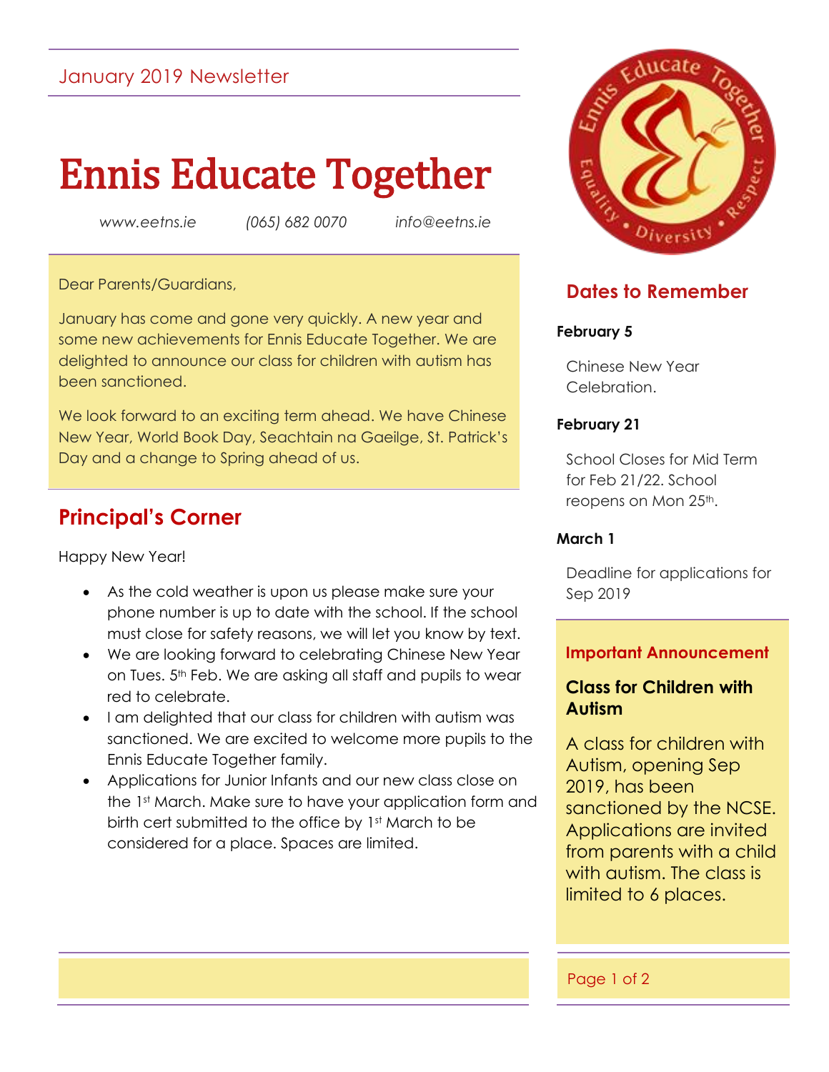January 2019 Newsletter

# Ennis Educate Together

*www.eetns.ie* *(065) 682 0070* *info@eetns.ie*

Dear Parents/Guardians,

January has come and gone very quickly. A new year and some new achievements for Ennis Educate Together. We are delighted to announce our class for children with autism has been sanctioned.

We look forward to an exciting term ahead. We have Chinese New Year, World Book Day, Seachtain na Gaeilge, St. Patrick's Day and a change to Spring ahead of us.

## Principal's Corner

Happy New Year!

- As the cold weather is upon us please make sure your phone number is up to date with the school. If the school must close for safety reasons, we will let you know by text.
- We are looking forward to celebrating Chinese New Year on Tues. 5th Feb. We are asking all staff and pupils to wear red to celebrate.
- I am delighted that our class for children with autism was sanctioned. We are excited to welcome more pupils to the Ennis Educate Together family.
- Applications for Junior Infants and our new class close on the 1st March. Make sure to have your application form and birth cert submitted to the office by 1st March to be considered for a place. Spaces are limited.

## Dates to Remember

**February 5**

Chinese New Year Celebration.

**February 21**

School Closes for Mid Term for Feb 21/22. School reopens on Mon 25th.

**March 1**

Deadline for applications for Sep 2019

## Important Announcement

### Class for Children with Autism

A class for children with Autism, opening Sep 2019, has been sanctioned by the NCSE. Applications are invited from parents with a child with autism. The class is limited to 6 places.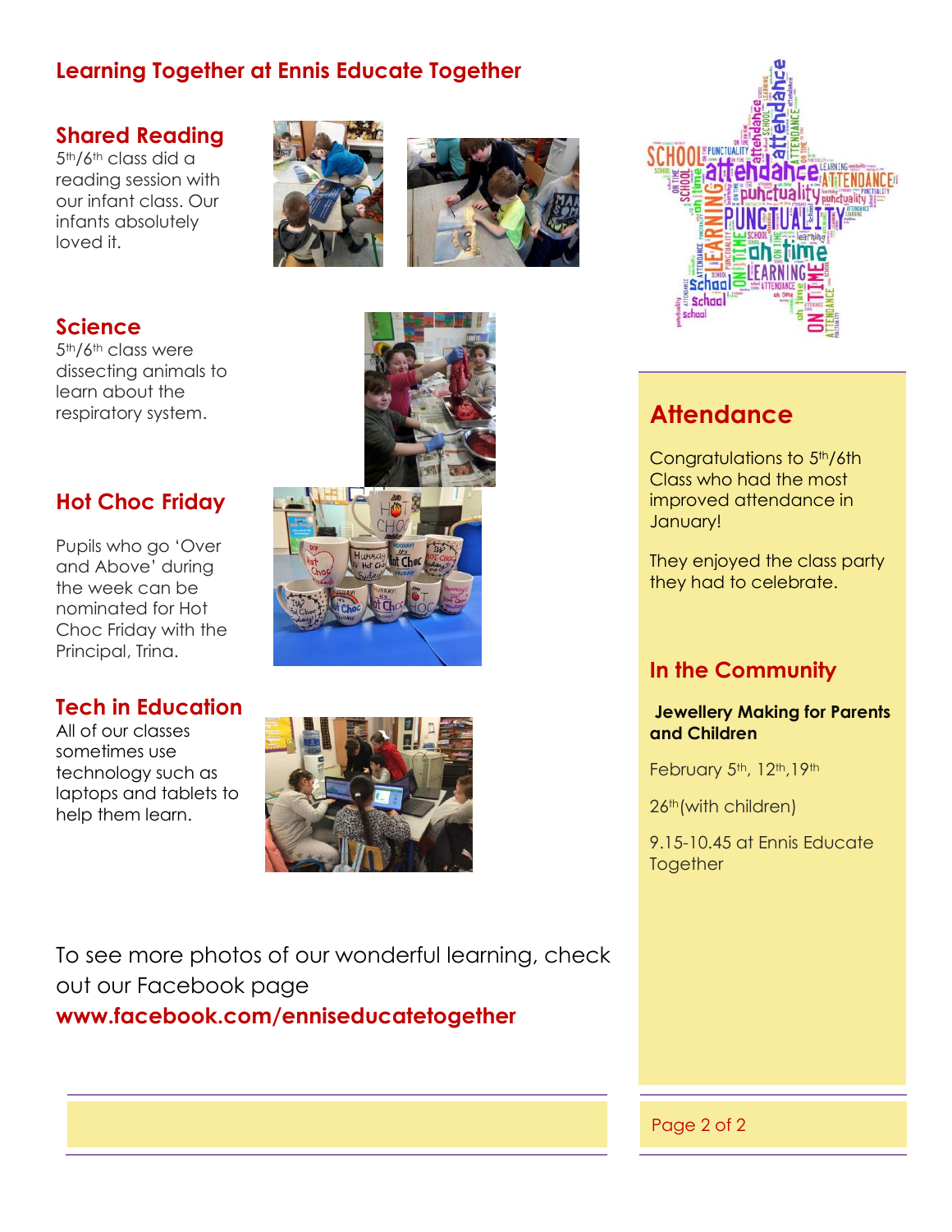# Learning Together at Ennis Educate Together

## Shared Reading

5th/6th class did a reading session with our infant class. Our infants absolutely loved it.

## Science

5th/6th class were dissecting animals to learn about the respiratory system.

## Hot Choc Friday

Pupils who go 'Over and Above' during the week can be nominated for Hot Choc Friday with the Principal, Trina.

## Tech in Education

All of our classes sometimes use technology such as laptops and tablets to help them learn.

To see more photos of our wonderful learning, check out our Facebook page

**www.facebook.com/enniseducatetogether**

## Attendance

Congratulations to 5th/6th Class who had the most improved attendance in January!

They enjoyed the class party they had to celebrate.

## In the Community

**Jewellery Making for Parents and Children**

February 5th, 12th, 19th

26th (with children)

9.15-10.45 at Ennis Educate Together